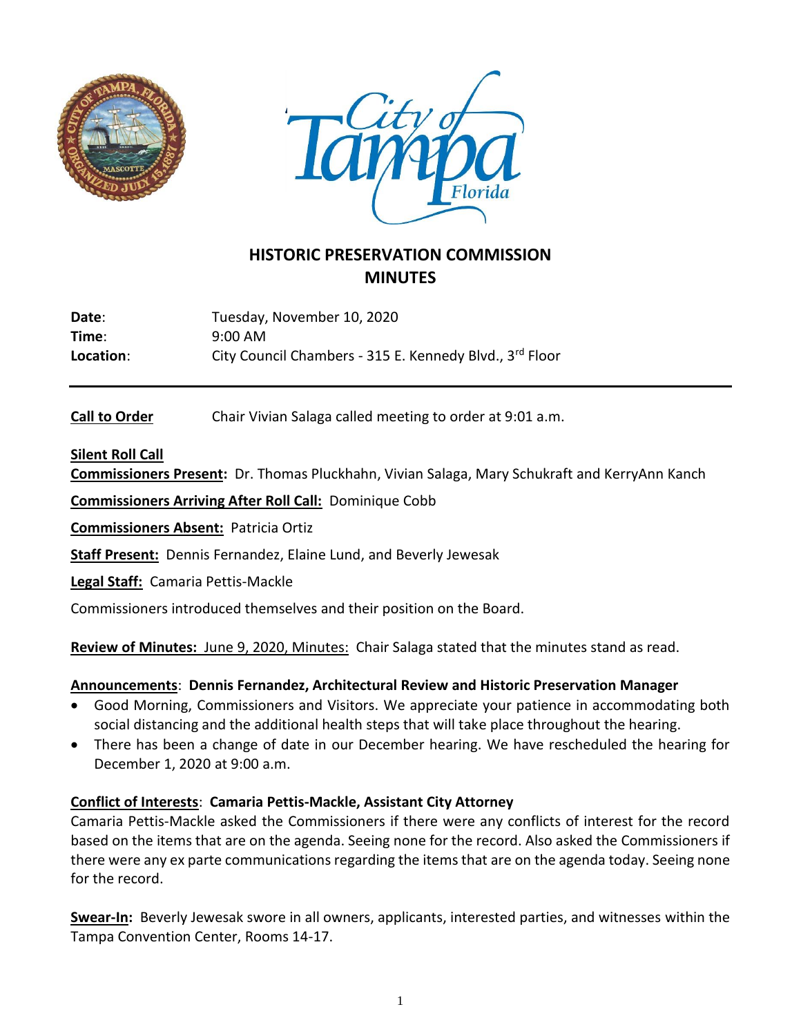# HISTORIC PRESERVATION COMMISSION MINUTES

**Date**: Tuesday, November 10, 2020
**Time**: 9:00 AM
**Location**: City Council Chambers - 315 E. Kennedy Blvd., 3rd Floor

---

**Call to Order** Chair Vivian Salaga called meeting to order at 9:01 a.m.

**Silent Roll Call**

**Commissioners Present:** Dr. Thomas Pluckhahn, Vivian Salaga, Mary Schukraft and KerryAnn Kanch

**Commissioners Arriving After Roll Call:** Dominique Cobb

**Commissioners Absent:** Patricia Ortiz

**Staff Present:** Dennis Fernandez, Elaine Lund, and Beverly Jewesak

**Legal Staff:** Camaria Pettis-Mackle

Commissioners introduced themselves and their position on the Board.

**Review of Minutes: June 9, 2020, Minutes:** Chair Salaga stated that the minutes stand as read.

**Announcements**: **Dennis Fernandez, Architectural Review and Historic Preservation Manager**

- Good Morning, Commissioners and Visitors. We appreciate your patience in accommodating both social distancing and the additional health steps that will take place throughout the hearing.
- There has been a change of date in our December hearing. We have rescheduled the hearing for December 1, 2020 at 9:00 a.m.

**Conflict of Interests**: **Camaria Pettis-Mackle, Assistant City Attorney**

Camaria Pettis-Mackle asked the Commissioners if there were any conflicts of interest for the record based on the items that are on the agenda. Seeing none for the record. Also asked the Commissioners if there were any ex parte communications regarding the items that are on the agenda today. Seeing none for the record.

**Swear-In:** Beverly Jewesak swore in all owners, applicants, interested parties, and witnesses within the Tampa Convention Center, Rooms 14-17.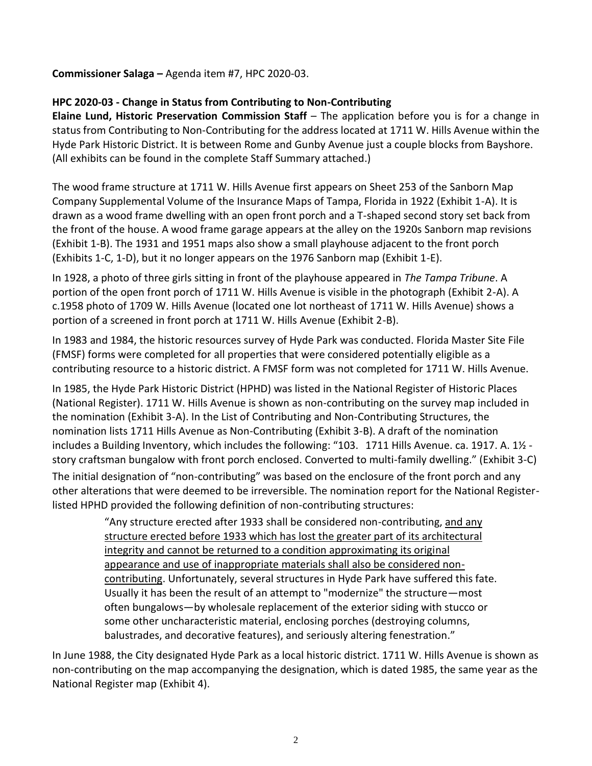**Commissioner Salaga –** Agenda item #7, HPC 2020-03.

**HPC 2020-03 - Change in Status from Contributing to Non-Contributing**

**Elaine Lund, Historic Preservation Commission Staff** – The application before you is for a change in status from Contributing to Non-Contributing for the address located at 1711 W. Hills Avenue within the Hyde Park Historic District. It is between Rome and Gunby Avenue just a couple blocks from Bayshore. (All exhibits can be found in the complete Staff Summary attached.)

The wood frame structure at 1711 W. Hills Avenue first appears on Sheet 253 of the Sanborn Map Company Supplemental Volume of the Insurance Maps of Tampa, Florida in 1922 (Exhibit 1-A). It is drawn as a wood frame dwelling with an open front porch and a T-shaped second story set back from the front of the house. A wood frame garage appears at the alley on the 1920s Sanborn map revisions (Exhibit 1-B). The 1931 and 1951 maps also show a small playhouse adjacent to the front porch (Exhibits 1-C, 1-D), but it no longer appears on the 1976 Sanborn map (Exhibit 1-E).

In 1928, a photo of three girls sitting in front of the playhouse appeared in *The Tampa Tribune*. A portion of the open front porch of 1711 W. Hills Avenue is visible in the photograph (Exhibit 2-A). A c.1958 photo of 1709 W. Hills Avenue (located one lot northeast of 1711 W. Hills Avenue) shows a portion of a screened in front porch at 1711 W. Hills Avenue (Exhibit 2-B).

In 1983 and 1984, the historic resources survey of Hyde Park was conducted. Florida Master Site File (FMSF) forms were completed for all properties that were considered potentially eligible as a contributing resource to a historic district. A FMSF form was not completed for 1711 W. Hills Avenue.

In 1985, the Hyde Park Historic District (HPHD) was listed in the National Register of Historic Places (National Register). 1711 W. Hills Avenue is shown as non-contributing on the survey map included in the nomination (Exhibit 3-A). In the List of Contributing and Non-Contributing Structures, the nomination lists 1711 Hills Avenue as Non-Contributing (Exhibit 3-B). A draft of the nomination includes a Building Inventory, which includes the following: "103. 1711 Hills Avenue. ca. 1917. A. 1½ -story craftsman bungalow with front porch enclosed. Converted to multi-family dwelling." (Exhibit 3-C)

The initial designation of "non-contributing" was based on the enclosure of the front porch and any other alterations that were deemed to be irreversible. The nomination report for the National Register-listed HPHD provided the following definition of non-contributing structures:

> "Any structure erected after 1933 shall be considered non-contributing, <u>and any structure erected before 1933 which has lost the greater part of its architectural integrity and cannot be returned to a condition approximating its original appearance and use of inappropriate materials shall also be considered non-contributing</u>. Unfortunately, several structures in Hyde Park have suffered this fate. Usually it has been the result of an attempt to "modernize" the structure—most often bungalows—by wholesale replacement of the exterior siding with stucco or some other uncharacteristic material, enclosing porches (destroying columns, balustrades, and decorative features), and seriously altering fenestration."

In June 1988, the City designated Hyde Park as a local historic district. 1711 W. Hills Avenue is shown as non-contributing on the map accompanying the designation, which is dated 1985, the same year as the National Register map (Exhibit 4).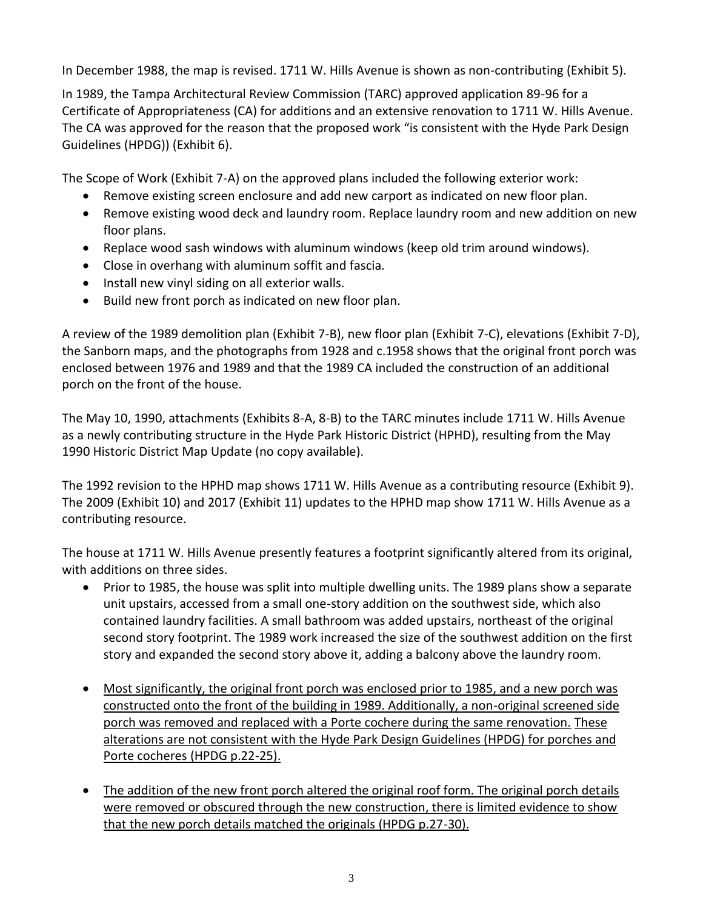In December 1988, the map is revised. 1711 W. Hills Avenue is shown as non-contributing (Exhibit 5).

In 1989, the Tampa Architectural Review Commission (TARC) approved application 89-96 for a Certificate of Appropriateness (CA) for additions and an extensive renovation to 1711 W. Hills Avenue. The CA was approved for the reason that the proposed work "is consistent with the Hyde Park Design Guidelines (HPDG)) (Exhibit 6).

The Scope of Work (Exhibit 7-A) on the approved plans included the following exterior work:

- Remove existing screen enclosure and add new carport as indicated on new floor plan.
- Remove existing wood deck and laundry room. Replace laundry room and new addition on new floor plans.
- Replace wood sash windows with aluminum windows (keep old trim around windows).
- Close in overhang with aluminum soffit and fascia.
- Install new vinyl siding on all exterior walls.
- Build new front porch as indicated on new floor plan.

A review of the 1989 demolition plan (Exhibit 7-B), new floor plan (Exhibit 7-C), elevations (Exhibit 7-D), the Sanborn maps, and the photographs from 1928 and c.1958 shows that the original front porch was enclosed between 1976 and 1989 and that the 1989 CA included the construction of an additional porch on the front of the house.

The May 10, 1990, attachments (Exhibits 8-A, 8-B) to the TARC minutes include 1711 W. Hills Avenue as a newly contributing structure in the Hyde Park Historic District (HPHD), resulting from the May 1990 Historic District Map Update (no copy available).

The 1992 revision to the HPHD map shows 1711 W. Hills Avenue as a contributing resource (Exhibit 9). The 2009 (Exhibit 10) and 2017 (Exhibit 11) updates to the HPHD map show 1711 W. Hills Avenue as a contributing resource.

The house at 1711 W. Hills Avenue presently features a footprint significantly altered from its original, with additions on three sides.

- Prior to 1985, the house was split into multiple dwelling units. The 1989 plans show a separate unit upstairs, accessed from a small one-story addition on the southwest side, which also contained laundry facilities. A small bathroom was added upstairs, northeast of the original second story footprint. The 1989 work increased the size of the southwest addition on the first story and expanded the second story above it, adding a balcony above the laundry room.

- <u>Most significantly, the original front porch was enclosed prior to 1985, and a new porch was constructed onto the front of the building in 1989. Additionally, a non-original screened side porch was removed and replaced with a Porte cochere during the same renovation. These alterations are not consistent with the Hyde Park Design Guidelines (HPDG) for porches and Porte cocheres (HPDG p.22-25).</u>

- <u>The addition of the new front porch altered the original roof form. The original porch details were removed or obscured through the new construction, there is limited evidence to show that the new porch details matched the originals (HPDG p.27-30).</u>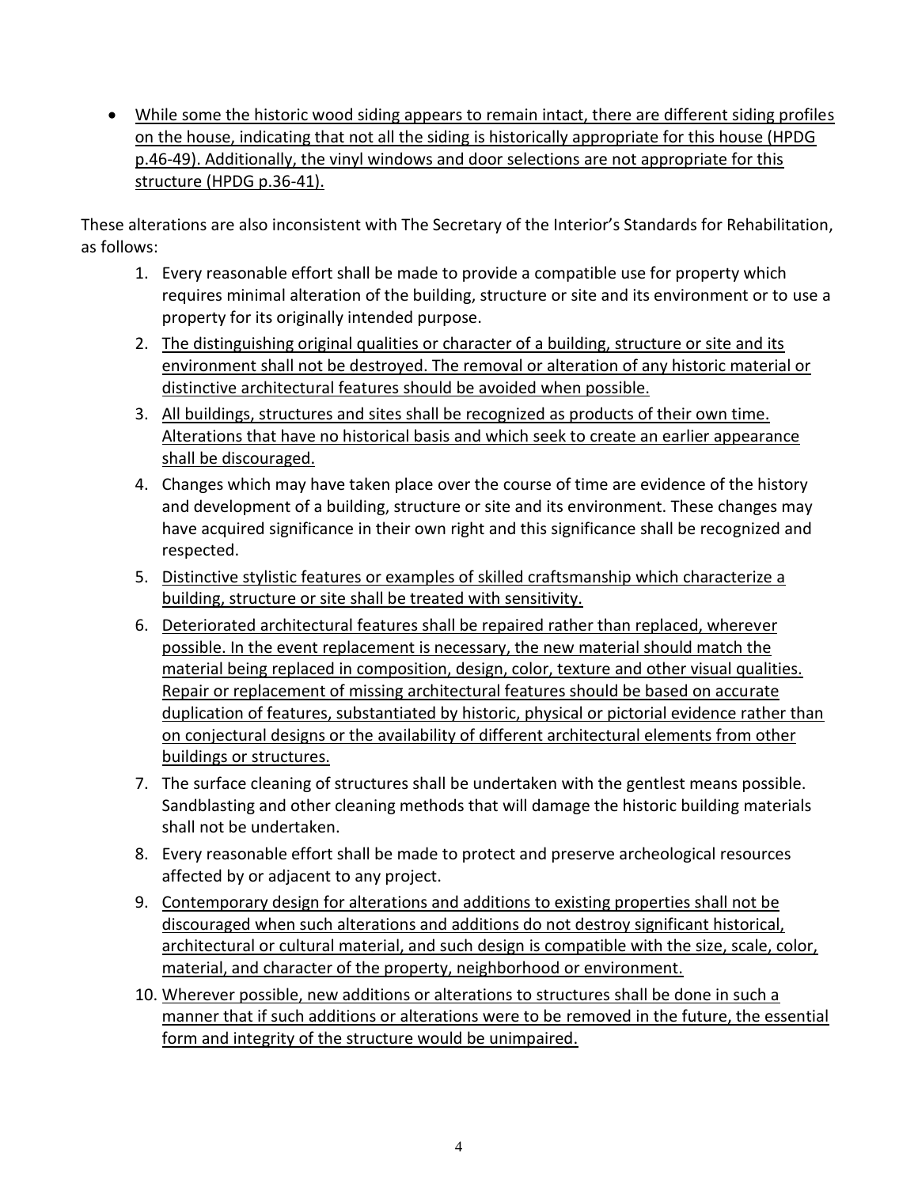- <u>While some the historic wood siding appears to remain intact, there are different siding profiles on the house, indicating that not all the siding is historically appropriate for this house (HPDG p.46-49). Additionally, the vinyl windows and door selections are not appropriate for this structure (HPDG p.36-41).</u>

These alterations are also inconsistent with The Secretary of the Interior's Standards for Rehabilitation, as follows:

1. Every reasonable effort shall be made to provide a compatible use for property which requires minimal alteration of the building, structure or site and its environment or to use a property for its originally intended purpose.
2. <u>The distinguishing original qualities or character of a building, structure or site and its environment shall not be destroyed. The removal or alteration of any historic material or distinctive architectural features should be avoided when possible.</u>
3. <u>All buildings, structures and sites shall be recognized as products of their own time. Alterations that have no historical basis and which seek to create an earlier appearance shall be discouraged.</u>
4. Changes which may have taken place over the course of time are evidence of the history and development of a building, structure or site and its environment. These changes may have acquired significance in their own right and this significance shall be recognized and respected.
5. <u>Distinctive stylistic features or examples of skilled craftsmanship which characterize a building, structure or site shall be treated with sensitivity.</u>
6. <u>Deteriorated architectural features shall be repaired rather than replaced, wherever possible. In the event replacement is necessary, the new material should match the material being replaced in composition, design, color, texture and other visual qualities. Repair or replacement of missing architectural features should be based on accurate duplication of features, substantiated by historic, physical or pictorial evidence rather than on conjectural designs or the availability of different architectural elements from other buildings or structures.</u>
7. The surface cleaning of structures shall be undertaken with the gentlest means possible. Sandblasting and other cleaning methods that will damage the historic building materials shall not be undertaken.
8. Every reasonable effort shall be made to protect and preserve archeological resources affected by or adjacent to any project.
9. <u>Contemporary design for alterations and additions to existing properties shall not be discouraged when such alterations and additions do not destroy significant historical, architectural or cultural material, and such design is compatible with the size, scale, color, material, and character of the property, neighborhood or environment.</u>
10. <u>Wherever possible, new additions or alterations to structures shall be done in such a manner that if such additions or alterations were to be removed in the future, the essential form and integrity of the structure would be unimpaired.</u>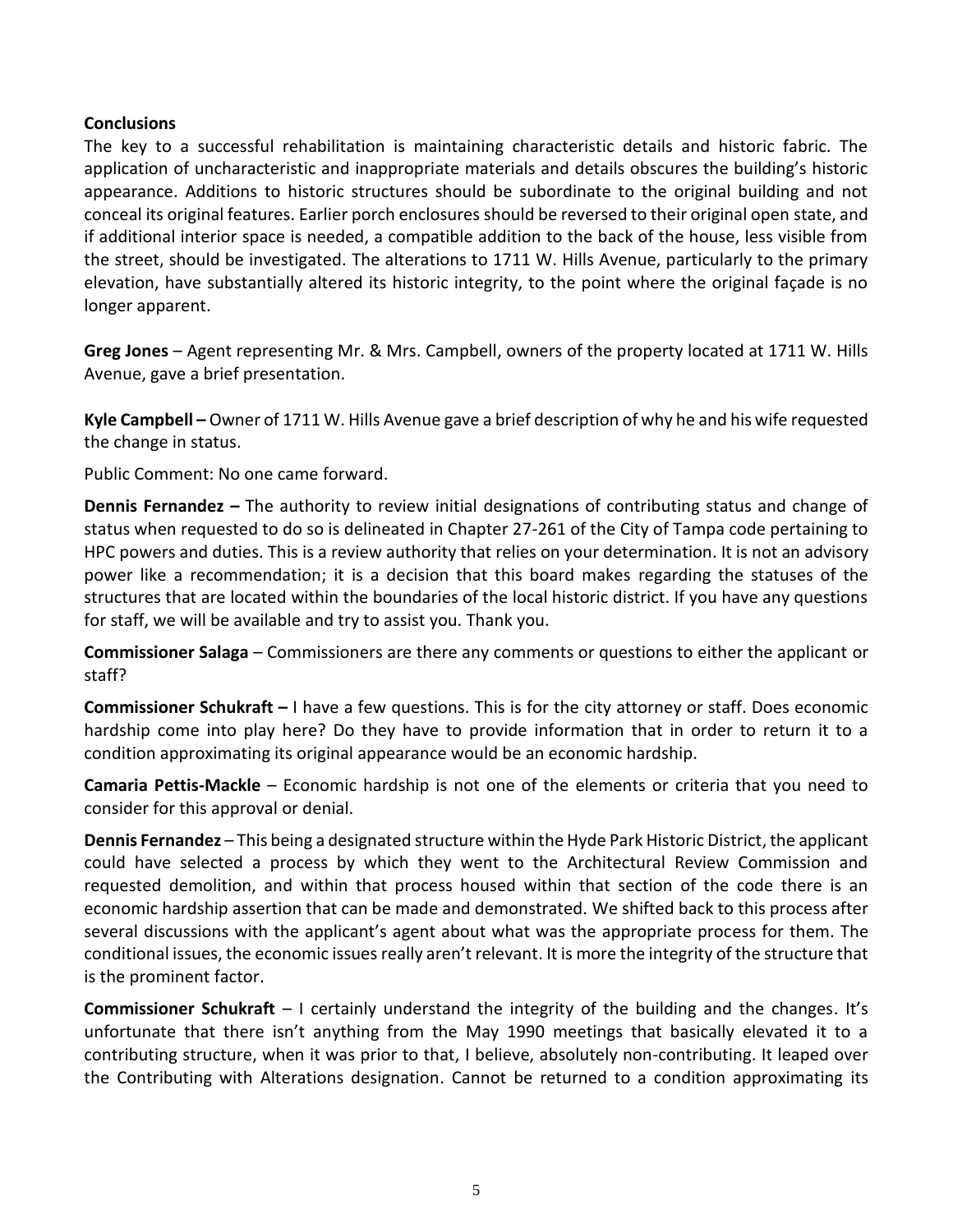**Conclusions**

The key to a successful rehabilitation is maintaining characteristic details and historic fabric. The application of uncharacteristic and inappropriate materials and details obscures the building's historic appearance. Additions to historic structures should be subordinate to the original building and not conceal its original features. Earlier porch enclosures should be reversed to their original open state, and if additional interior space is needed, a compatible addition to the back of the house, less visible from the street, should be investigated. The alterations to 1711 W. Hills Avenue, particularly to the primary elevation, have substantially altered its historic integrity, to the point where the original façade is no longer apparent.

**Greg Jones** – Agent representing Mr. & Mrs. Campbell, owners of the property located at 1711 W. Hills Avenue, gave a brief presentation.

**Kyle Campbell –** Owner of 1711 W. Hills Avenue gave a brief description of why he and his wife requested the change in status.

Public Comment: No one came forward.

**Dennis Fernandez –** The authority to review initial designations of contributing status and change of status when requested to do so is delineated in Chapter 27-261 of the City of Tampa code pertaining to HPC powers and duties. This is a review authority that relies on your determination. It is not an advisory power like a recommendation; it is a decision that this board makes regarding the statuses of the structures that are located within the boundaries of the local historic district. If you have any questions for staff, we will be available and try to assist you. Thank you.

**Commissioner Salaga** – Commissioners are there any comments or questions to either the applicant or staff?

**Commissioner Schukraft –** I have a few questions. This is for the city attorney or staff. Does economic hardship come into play here? Do they have to provide information that in order to return it to a condition approximating its original appearance would be an economic hardship.

**Camaria Pettis-Mackle** – Economic hardship is not one of the elements or criteria that you need to consider for this approval or denial.

**Dennis Fernandez** – This being a designated structure within the Hyde Park Historic District, the applicant could have selected a process by which they went to the Architectural Review Commission and requested demolition, and within that process housed within that section of the code there is an economic hardship assertion that can be made and demonstrated. We shifted back to this process after several discussions with the applicant's agent about what was the appropriate process for them. The conditional issues, the economic issues really aren't relevant. It is more the integrity of the structure that is the prominent factor.

**Commissioner Schukraft** – I certainly understand the integrity of the building and the changes. It's unfortunate that there isn't anything from the May 1990 meetings that basically elevated it to a contributing structure, when it was prior to that, I believe, absolutely non-contributing. It leaped over the Contributing with Alterations designation. Cannot be returned to a condition approximating its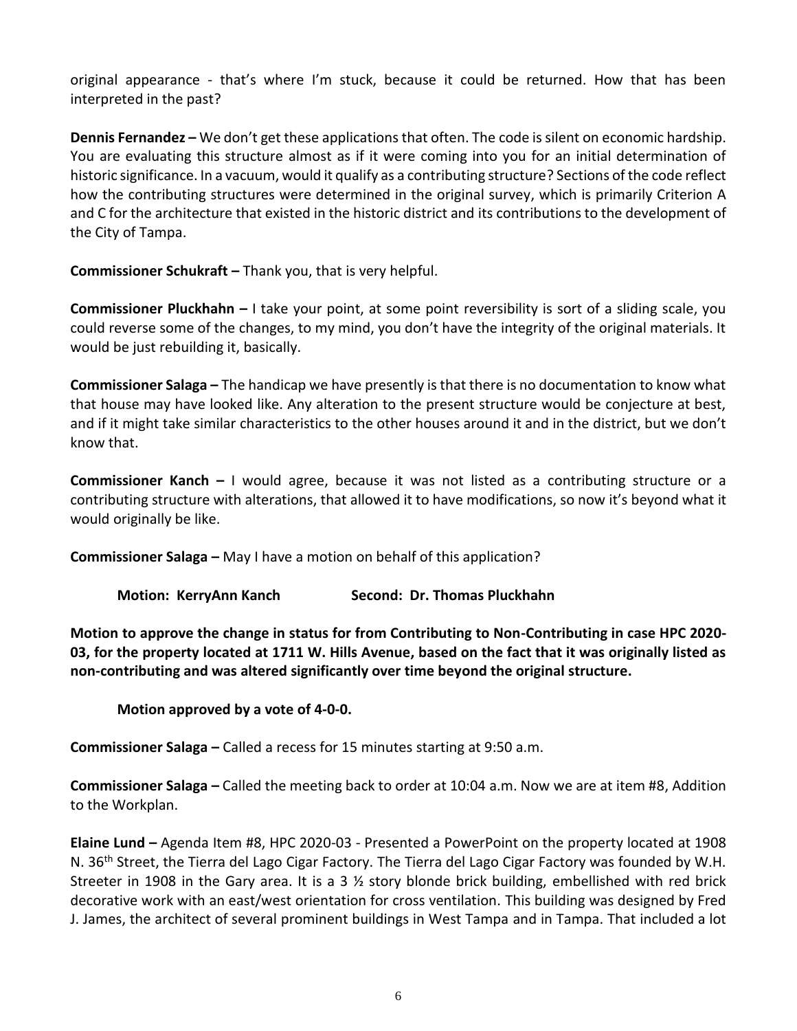original appearance - that's where I'm stuck, because it could be returned. How that has been interpreted in the past?

**Dennis Fernandez –** We don't get these applications that often. The code is silent on economic hardship. You are evaluating this structure almost as if it were coming into you for an initial determination of historic significance. In a vacuum, would it qualify as a contributing structure? Sections of the code reflect how the contributing structures were determined in the original survey, which is primarily Criterion A and C for the architecture that existed in the historic district and its contributions to the development of the City of Tampa.

**Commissioner Schukraft –** Thank you, that is very helpful.

**Commissioner Pluckhahn –** I take your point, at some point reversibility is sort of a sliding scale, you could reverse some of the changes, to my mind, you don't have the integrity of the original materials. It would be just rebuilding it, basically.

**Commissioner Salaga –** The handicap we have presently is that there is no documentation to know what that house may have looked like. Any alteration to the present structure would be conjecture at best, and if it might take similar characteristics to the other houses around it and in the district, but we don't know that.

**Commissioner Kanch –** I would agree, because it was not listed as a contributing structure or a contributing structure with alterations, that allowed it to have modifications, so now it's beyond what it would originally be like.

**Commissioner Salaga –** May I have a motion on behalf of this application?

**Motion: KerryAnn Kanch Second: Dr. Thomas Pluckhahn**

**Motion to approve the change in status for from Contributing to Non-Contributing in case HPC 2020-03, for the property located at 1711 W. Hills Avenue, based on the fact that it was originally listed as non-contributing and was altered significantly over time beyond the original structure.**

**Motion approved by a vote of 4-0-0.**

**Commissioner Salaga –** Called a recess for 15 minutes starting at 9:50 a.m.

**Commissioner Salaga –** Called the meeting back to order at 10:04 a.m. Now we are at item #8, Addition to the Workplan.

**Elaine Lund –** Agenda Item #8, HPC 2020-03 - Presented a PowerPoint on the property located at 1908 N. 36th Street, the Tierra del Lago Cigar Factory. The Tierra del Lago Cigar Factory was founded by W.H. Streeter in 1908 in the Gary area. It is a 3 ½ story blonde brick building, embellished with red brick decorative work with an east/west orientation for cross ventilation. This building was designed by Fred J. James, the architect of several prominent buildings in West Tampa and in Tampa. That included a lot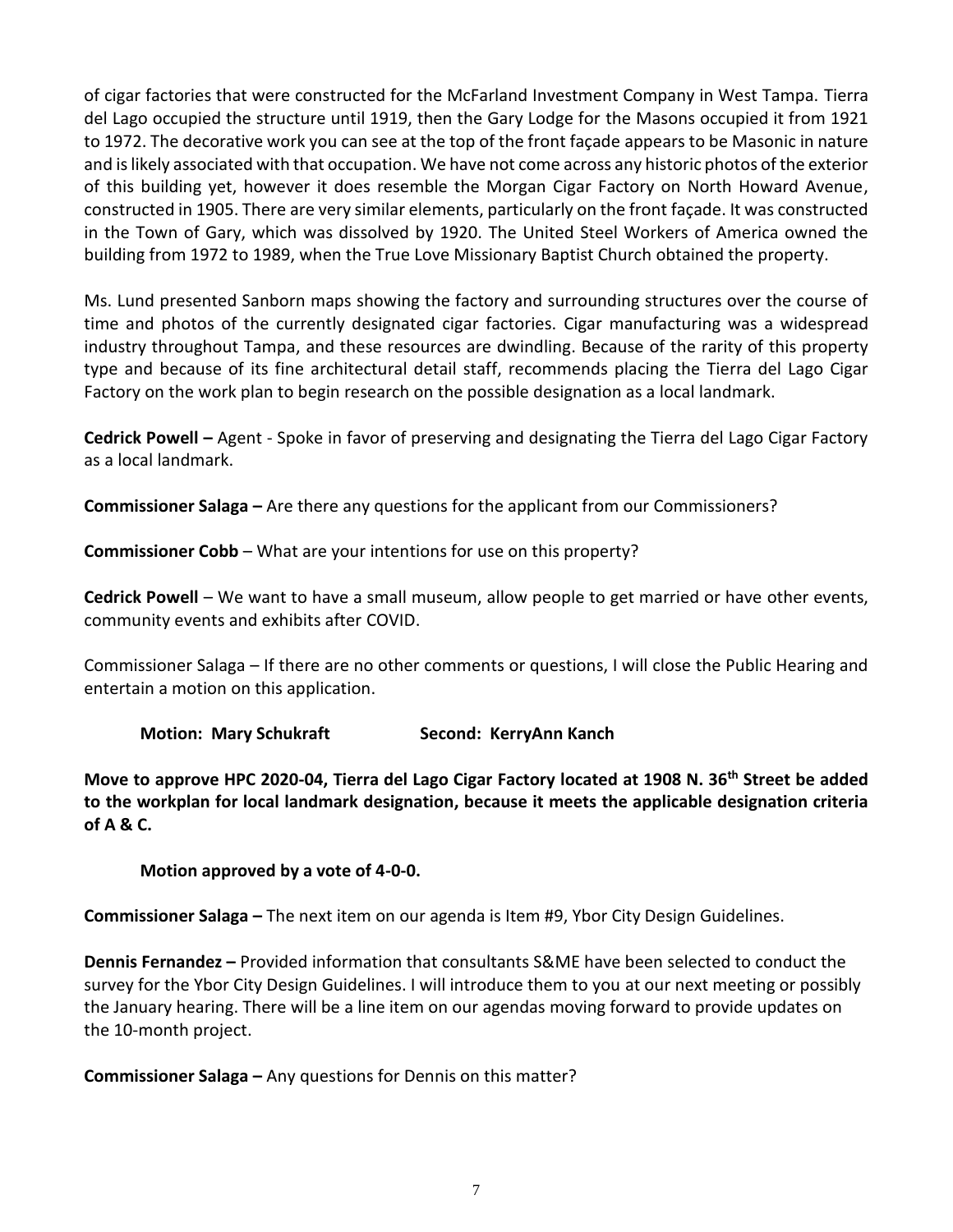of cigar factories that were constructed for the McFarland Investment Company in West Tampa. Tierra del Lago occupied the structure until 1919, then the Gary Lodge for the Masons occupied it from 1921 to 1972. The decorative work you can see at the top of the front façade appears to be Masonic in nature and is likely associated with that occupation. We have not come across any historic photos of the exterior of this building yet, however it does resemble the Morgan Cigar Factory on North Howard Avenue, constructed in 1905. There are very similar elements, particularly on the front façade. It was constructed in the Town of Gary, which was dissolved by 1920. The United Steel Workers of America owned the building from 1972 to 1989, when the True Love Missionary Baptist Church obtained the property.

Ms. Lund presented Sanborn maps showing the factory and surrounding structures over the course of time and photos of the currently designated cigar factories. Cigar manufacturing was a widespread industry throughout Tampa, and these resources are dwindling. Because of the rarity of this property type and because of its fine architectural detail staff, recommends placing the Tierra del Lago Cigar Factory on the work plan to begin research on the possible designation as a local landmark.

**Cedrick Powell –** Agent - Spoke in favor of preserving and designating the Tierra del Lago Cigar Factory as a local landmark.

**Commissioner Salaga –** Are there any questions for the applicant from our Commissioners?

**Commissioner Cobb** – What are your intentions for use on this property?

**Cedrick Powell** – We want to have a small museum, allow people to get married or have other events, community events and exhibits after COVID.

Commissioner Salaga – If there are no other comments or questions, I will close the Public Hearing and entertain a motion on this application.

**Motion: Mary Schukraft Second: KerryAnn Kanch**

**Move to approve HPC 2020-04, Tierra del Lago Cigar Factory located at 1908 N. 36th Street be added to the workplan for local landmark designation, because it meets the applicable designation criteria of A & C.**

**Motion approved by a vote of 4-0-0.**

**Commissioner Salaga –** The next item on our agenda is Item #9, Ybor City Design Guidelines.

**Dennis Fernandez –** Provided information that consultants S&ME have been selected to conduct the survey for the Ybor City Design Guidelines. I will introduce them to you at our next meeting or possibly the January hearing. There will be a line item on our agendas moving forward to provide updates on the 10-month project.

**Commissioner Salaga –** Any questions for Dennis on this matter?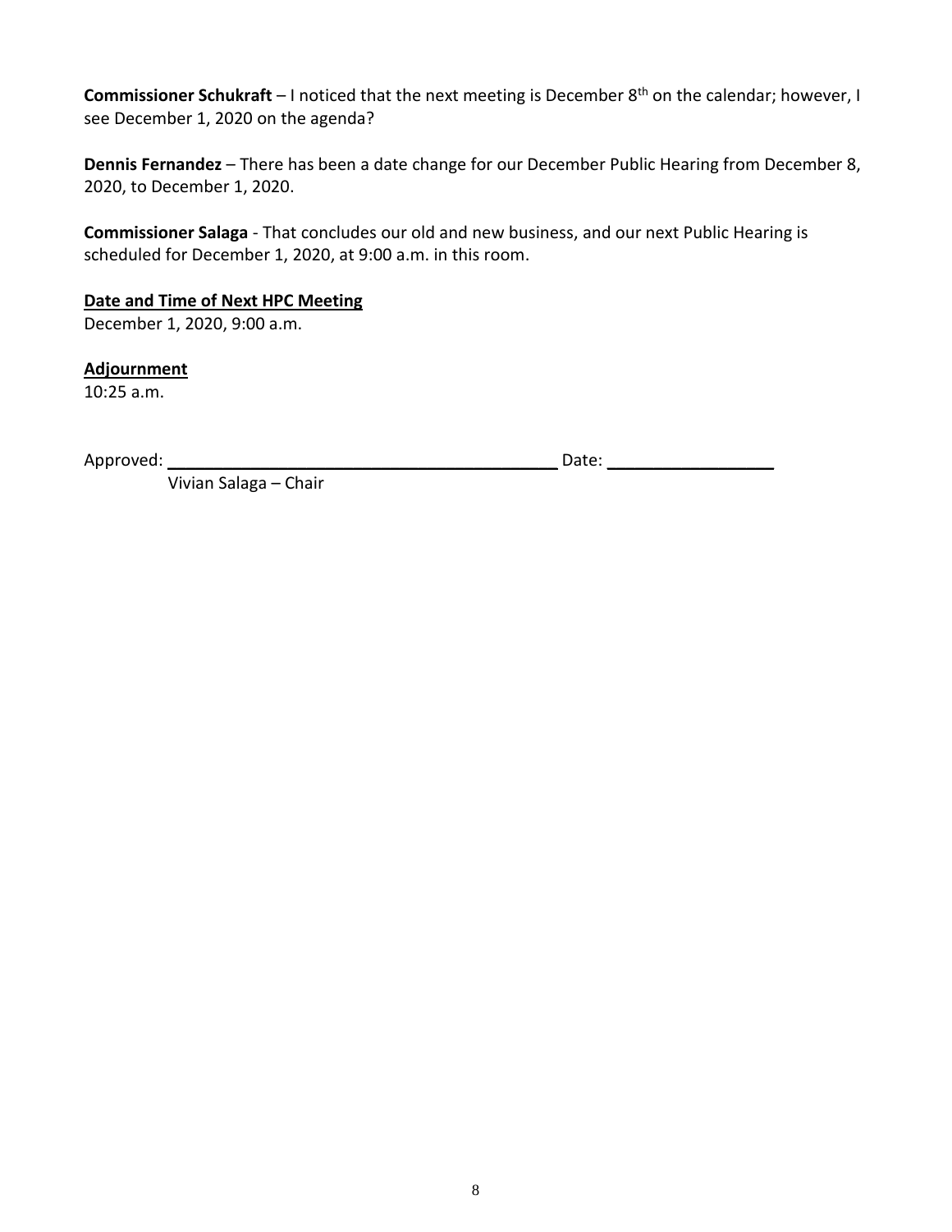**Commissioner Schukraft** – I noticed that the next meeting is December 8th on the calendar; however, I see December 1, 2020 on the agenda?

**Dennis Fernandez** – There has been a date change for our December Public Hearing from December 8, 2020, to December 1, 2020.

**Commissioner Salaga** - That concludes our old and new business, and our next Public Hearing is scheduled for December 1, 2020, at 9:00 a.m. in this room.

**Date and Time of Next HPC Meeting**
December 1, 2020, 9:00 a.m.

**Adjournment**
10:25 a.m.

Approved: ________________________________________ Date: _________________
Vivian Salaga – Chair